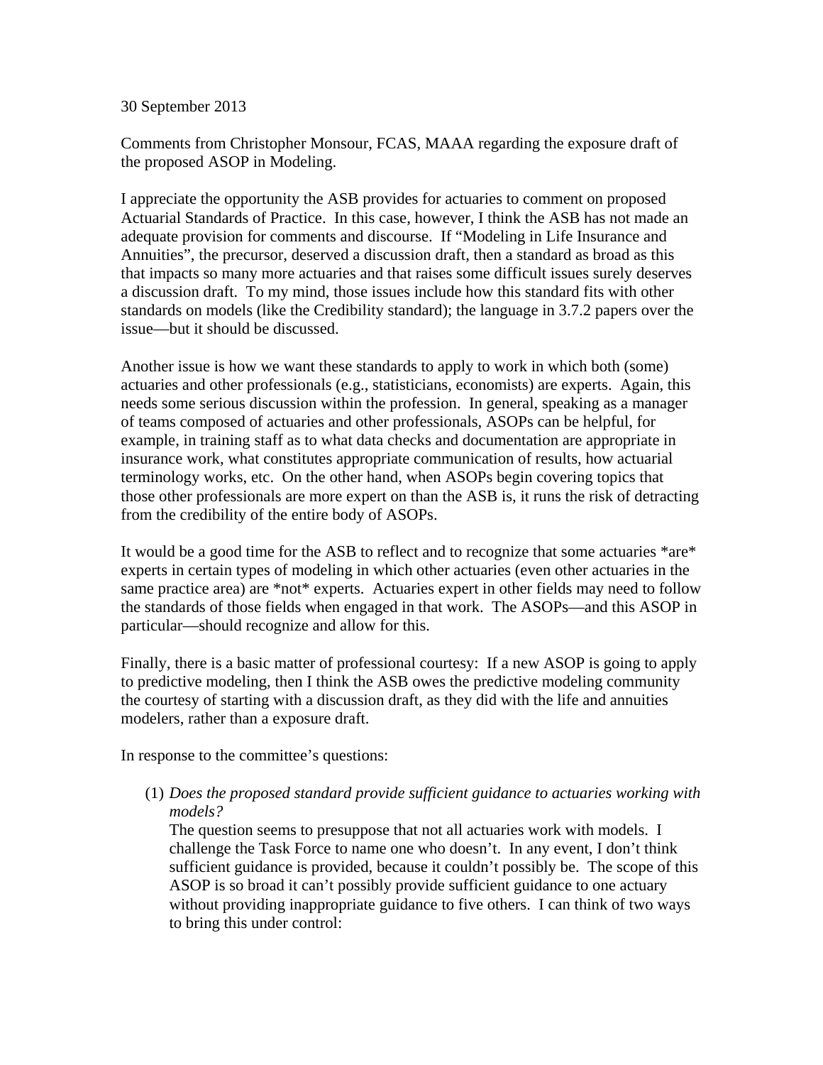30 September 2013

Comments from Christopher Monsour, FCAS, MAAA regarding the exposure draft of the proposed ASOP in Modeling.

I appreciate the opportunity the ASB provides for actuaries to comment on proposed Actuarial Standards of Practice. In this case, however, I think the ASB has not made an adequate provision for comments and discourse. If "Modeling in Life Insurance and Annuities", the precursor, deserved a discussion draft, then a standard as broad as this that impacts so many more actuaries and that raises some difficult issues surely deserves a discussion draft. To my mind, those issues include how this standard fits with other standards on models (like the Credibility standard); the language in 3.7.2 papers over the issue—but it should be discussed.

Another issue is how we want these standards to apply to work in which both (some) actuaries and other professionals (e.g., statisticians, economists) are experts. Again, this needs some serious discussion within the profession. In general, speaking as a manager of teams composed of actuaries and other professionals, ASOPs can be helpful, for example, in training staff as to what data checks and documentation are appropriate in insurance work, what constitutes appropriate communication of results, how actuarial terminology works, etc. On the other hand, when ASOPs begin covering topics that those other professionals are more expert on than the ASB is, it runs the risk of detracting from the credibility of the entire body of ASOPs.

It would be a good time for the ASB to reflect and to recognize that some actuaries *are* experts in certain types of modeling in which other actuaries (even other actuaries in the same practice area) are *not* experts. Actuaries expert in other fields may need to follow the standards of those fields when engaged in that work. The ASOPs—and this ASOP in particular—should recognize and allow for this.

Finally, there is a basic matter of professional courtesy: If a new ASOP is going to apply to predictive modeling, then I think the ASB owes the predictive modeling community the courtesy of starting with a discussion draft, as they did with the life and annuities modelers, rather than a exposure draft.

In response to the committee's questions:

(1) *Does the proposed standard provide sufficient guidance to actuaries working with models?*
The question seems to presuppose that not all actuaries work with models. I challenge the Task Force to name one who doesn't. In any event, I don't think sufficient guidance is provided, because it couldn't possibly be. The scope of this ASOP is so broad it can't possibly provide sufficient guidance to one actuary without providing inappropriate guidance to five others. I can think of two ways to bring this under control: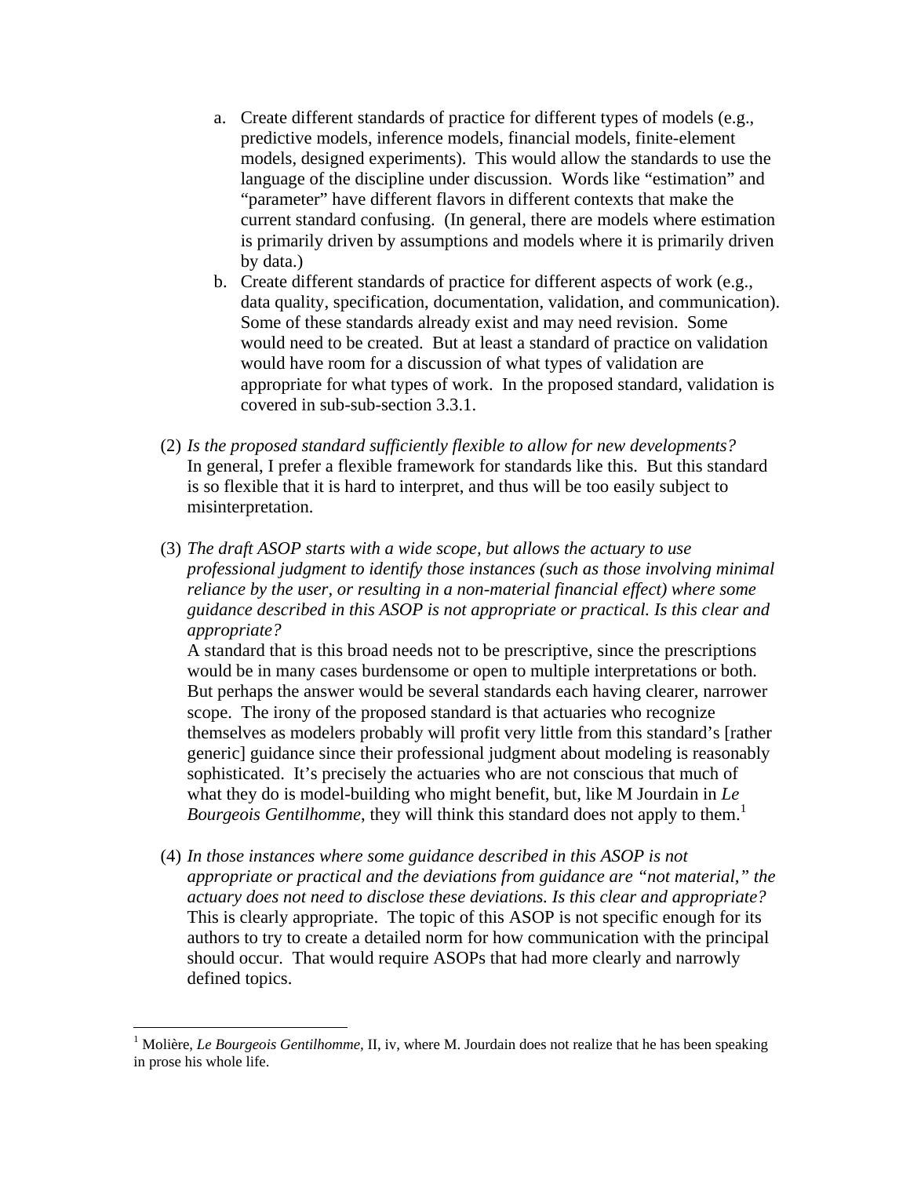a. Create different standards of practice for different types of models (e.g., predictive models, inference models, financial models, finite-element models, designed experiments). This would allow the standards to use the language of the discipline under discussion. Words like "estimation" and "parameter" have different flavors in different contexts that make the current standard confusing. (In general, there are models where estimation is primarily driven by assumptions and models where it is primarily driven by data.)

b. Create different standards of practice for different aspects of work (e.g., data quality, specification, documentation, validation, and communication). Some of these standards already exist and may need revision. Some would need to be created. But at least a standard of practice on validation would have room for a discussion of what types of validation are appropriate for what types of work. In the proposed standard, validation is covered in sub-sub-section 3.3.1.

(2) *Is the proposed standard sufficiently flexible to allow for new developments?*
In general, I prefer a flexible framework for standards like this. But this standard is so flexible that it is hard to interpret, and thus will be too easily subject to misinterpretation.

(3) *The draft ASOP starts with a wide scope, but allows the actuary to use professional judgment to identify those instances (such as those involving minimal reliance by the user, or resulting in a non-material financial effect) where some guidance described in this ASOP is not appropriate or practical. Is this clear and appropriate?*
A standard that is this broad needs not to be prescriptive, since the prescriptions would be in many cases burdensome or open to multiple interpretations or both. But perhaps the answer would be several standards each having clearer, narrower scope. The irony of the proposed standard is that actuaries who recognize themselves as modelers probably will profit very little from this standard's [rather generic] guidance since their professional judgment about modeling is reasonably sophisticated. It's precisely the actuaries who are not conscious that much of what they do is model-building who might benefit, but, like M Jourdain in *Le Bourgeois Gentilhomme*, they will think this standard does not apply to them.[1]

(4) *In those instances where some guidance described in this ASOP is not appropriate or practical and the deviations from guidance are "not material," the actuary does not need to disclose these deviations. Is this clear and appropriate?*
This is clearly appropriate. The topic of this ASOP is not specific enough for its authors to try to create a detailed norm for how communication with the principal should occur. That would require ASOPs that had more clearly and narrowly defined topics.

[1] Molière, *Le Bourgeois Gentilhomme*, II, iv, where M. Jourdain does not realize that he has been speaking in prose his whole life.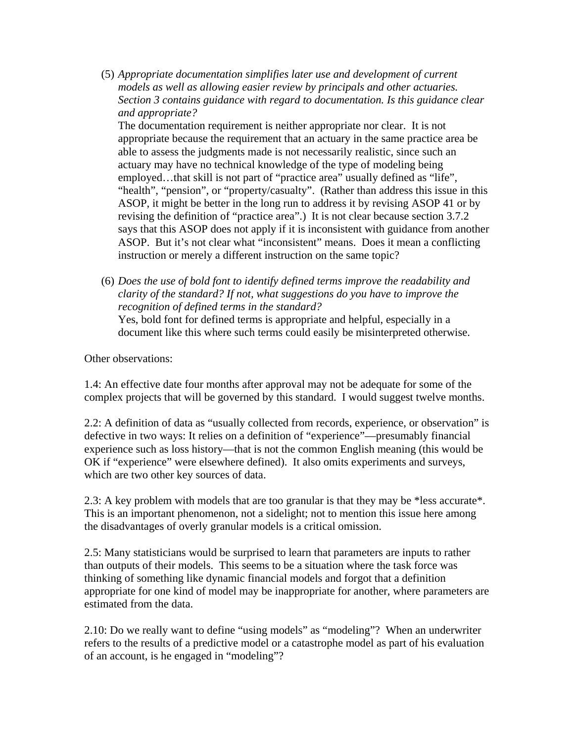(5) *Appropriate documentation simplifies later use and development of current models as well as allowing easier review by principals and other actuaries. Section 3 contains guidance with regard to documentation. Is this guidance clear and appropriate?*
The documentation requirement is neither appropriate nor clear. It is not appropriate because the requirement that an actuary in the same practice area be able to assess the judgments made is not necessarily realistic, since such an actuary may have no technical knowledge of the type of modeling being employed…that skill is not part of "practice area" usually defined as "life", "health", "pension", or "property/casualty". (Rather than address this issue in this ASOP, it might be better in the long run to address it by revising ASOP 41 or by revising the definition of "practice area".) It is not clear because section 3.7.2 says that this ASOP does not apply if it is inconsistent with guidance from another ASOP. But it's not clear what "inconsistent" means. Does it mean a conflicting instruction or merely a different instruction on the same topic?

(6) *Does the use of bold font to identify defined terms improve the readability and clarity of the standard? If not, what suggestions do you have to improve the recognition of defined terms in the standard?*
Yes, bold font for defined terms is appropriate and helpful, especially in a document like this where such terms could easily be misinterpreted otherwise.

Other observations:

1.4: An effective date four months after approval may not be adequate for some of the complex projects that will be governed by this standard. I would suggest twelve months.

2.2: A definition of data as "usually collected from records, experience, or observation" is defective in two ways: It relies on a definition of "experience"—presumably financial experience such as loss history—that is not the common English meaning (this would be OK if "experience" were elsewhere defined). It also omits experiments and surveys, which are two other key sources of data.

2.3: A key problem with models that are too granular is that they may be *less accurate*. This is an important phenomenon, not a sidelight; not to mention this issue here among the disadvantages of overly granular models is a critical omission.

2.5: Many statisticians would be surprised to learn that parameters are inputs to rather than outputs of their models. This seems to be a situation where the task force was thinking of something like dynamic financial models and forgot that a definition appropriate for one kind of model may be inappropriate for another, where parameters are estimated from the data.

2.10: Do we really want to define "using models" as "modeling"? When an underwriter refers to the results of a predictive model or a catastrophe model as part of his evaluation of an account, is he engaged in "modeling"?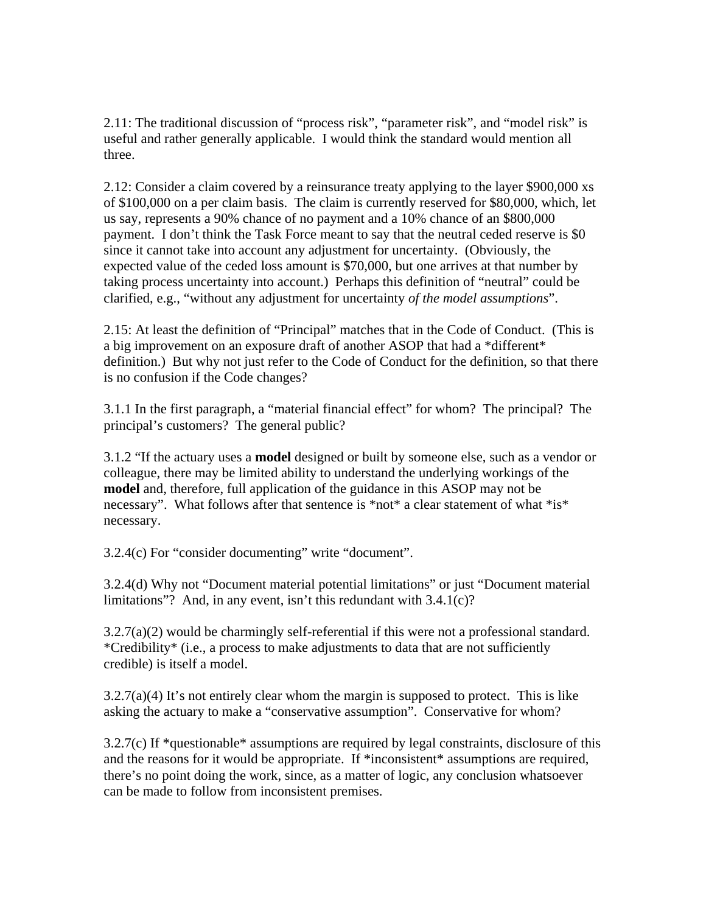2.11: The traditional discussion of "process risk", "parameter risk", and "model risk" is useful and rather generally applicable. I would think the standard would mention all three.

2.12: Consider a claim covered by a reinsurance treaty applying to the layer $900,000 xs of $100,000 on a per claim basis. The claim is currently reserved for $80,000, which, let us say, represents a 90% chance of no payment and a 10% chance of an $800,000 payment. I don't think the Task Force meant to say that the neutral ceded reserve is $0 since it cannot take into account any adjustment for uncertainty. (Obviously, the expected value of the ceded loss amount is $70,000, but one arrives at that number by taking process uncertainty into account.) Perhaps this definition of "neutral" could be clarified, e.g., "without any adjustment for uncertainty *of the model assumptions*".

2.15: At least the definition of "Principal" matches that in the Code of Conduct. (This is a big improvement on an exposure draft of another ASOP that had a *different* definition.) But why not just refer to the Code of Conduct for the definition, so that there is no confusion if the Code changes?

3.1.1 In the first paragraph, a "material financial effect" for whom? The principal? The principal's customers? The general public?

3.1.2 "If the actuary uses a **model** designed or built by someone else, such as a vendor or colleague, there may be limited ability to understand the underlying workings of the **model** and, therefore, full application of the guidance in this ASOP may not be necessary". What follows after that sentence is *not* a clear statement of what *is* necessary.

3.2.4(c) For "consider documenting" write "document".

3.2.4(d) Why not "Document material potential limitations" or just "Document material limitations"? And, in any event, isn't this redundant with 3.4.1(c)?

3.2.7(a)(2) would be charmingly self-referential if this were not a professional standard. *Credibility* (i.e., a process to make adjustments to data that are not sufficiently credible) is itself a model.

3.2.7(a)(4) It's not entirely clear whom the margin is supposed to protect. This is like asking the actuary to make a "conservative assumption". Conservative for whom?

3.2.7(c) If *questionable* assumptions are required by legal constraints, disclosure of this and the reasons for it would be appropriate. If *inconsistent* assumptions are required, there's no point doing the work, since, as a matter of logic, any conclusion whatsoever can be made to follow from inconsistent premises.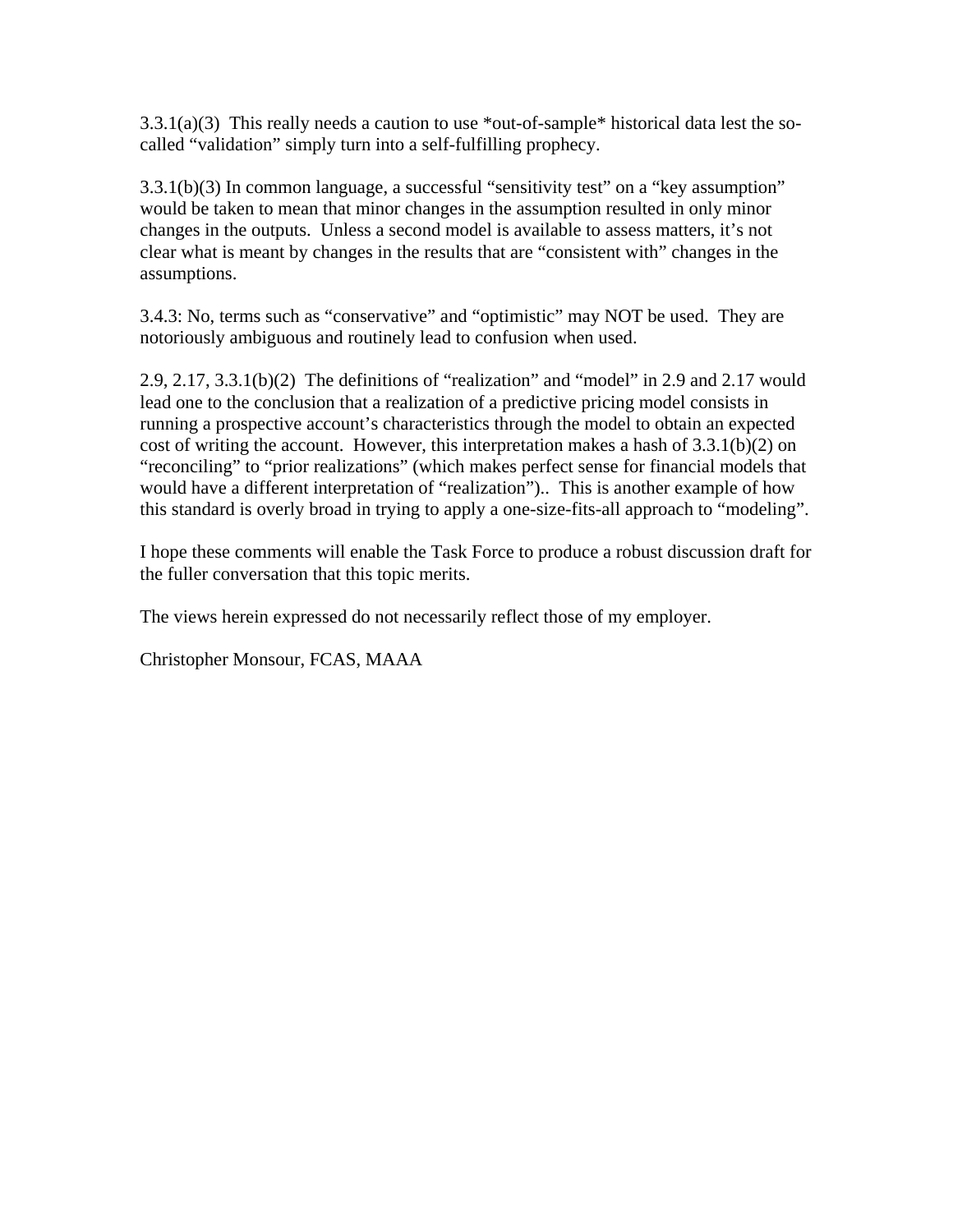3.3.1(a)(3) This really needs a caution to use *out-of-sample* historical data lest the so-called "validation" simply turn into a self-fulfilling prophecy.

3.3.1(b)(3) In common language, a successful "sensitivity test" on a "key assumption" would be taken to mean that minor changes in the assumption resulted in only minor changes in the outputs. Unless a second model is available to assess matters, it's not clear what is meant by changes in the results that are "consistent with" changes in the assumptions.

3.4.3: No, terms such as "conservative" and "optimistic" may NOT be used. They are notoriously ambiguous and routinely lead to confusion when used.

2.9, 2.17, 3.3.1(b)(2) The definitions of "realization" and "model" in 2.9 and 2.17 would lead one to the conclusion that a realization of a predictive pricing model consists in running a prospective account's characteristics through the model to obtain an expected cost of writing the account. However, this interpretation makes a hash of 3.3.1(b)(2) on "reconciling" to "prior realizations" (which makes perfect sense for financial models that would have a different interpretation of "realization").. This is another example of how this standard is overly broad in trying to apply a one-size-fits-all approach to "modeling".

I hope these comments will enable the Task Force to produce a robust discussion draft for the fuller conversation that this topic merits.

The views herein expressed do not necessarily reflect those of my employer.

Christopher Monsour, FCAS, MAAA